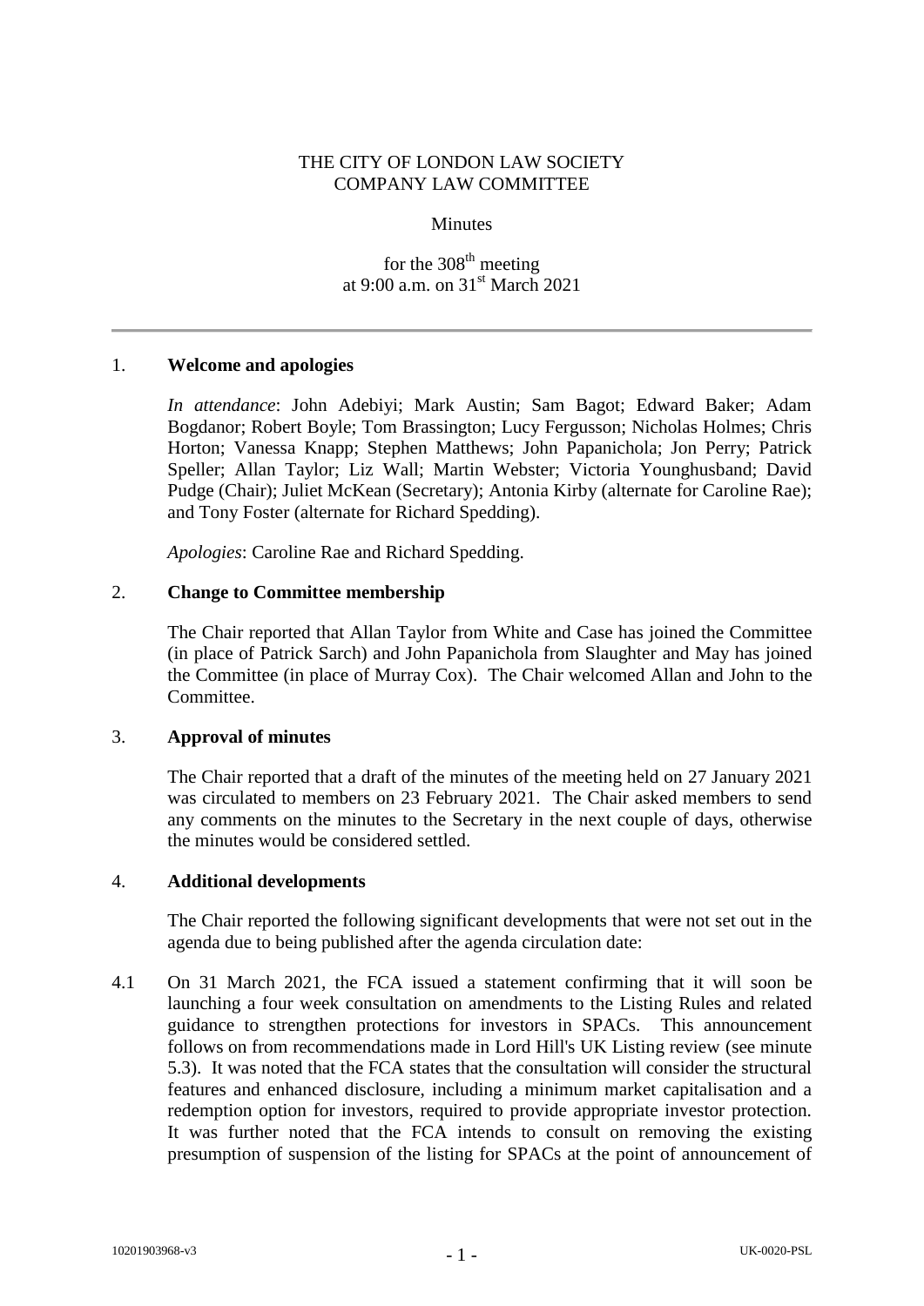THE CITY OF LONDON LAW SOCIETY
COMPANY LAW COMMITTEE

Minutes

for the 308th meeting
at 9:00 a.m. on 31st March 2021

---

## 1. Welcome and apologies

*In attendance*: John Adebiyi; Mark Austin; Sam Bagot; Edward Baker; Adam Bogdanor; Robert Boyle; Tom Brassington; Lucy Fergusson; Nicholas Holmes; Chris Horton; Vanessa Knapp; Stephen Matthews; John Papanichola; Jon Perry; Patrick Speller; Allan Taylor; Liz Wall; Martin Webster; Victoria Younghusband; David Pudge (Chair); Juliet McKean (Secretary); Antonia Kirby (alternate for Caroline Rae); and Tony Foster (alternate for Richard Spedding).

*Apologies*: Caroline Rae and Richard Spedding.

## 2. Change to Committee membership

The Chair reported that Allan Taylor from White and Case has joined the Committee (in place of Patrick Sarch) and John Papanichola from Slaughter and May has joined the Committee (in place of Murray Cox). The Chair welcomed Allan and John to the Committee.

## 3. Approval of minutes

The Chair reported that a draft of the minutes of the meeting held on 27 January 2021 was circulated to members on 23 February 2021. The Chair asked members to send any comments on the minutes to the Secretary in the next couple of days, otherwise the minutes would be considered settled.

## 4. Additional developments

The Chair reported the following significant developments that were not set out in the agenda due to being published after the agenda circulation date:

4.1 On 31 March 2021, the FCA issued a statement confirming that it will soon be launching a four week consultation on amendments to the Listing Rules and related guidance to strengthen protections for investors in SPACs. This announcement follows on from recommendations made in Lord Hill's UK Listing review (see minute 5.3). It was noted that the FCA states that the consultation will consider the structural features and enhanced disclosure, including a minimum market capitalisation and a redemption option for investors, required to provide appropriate investor protection. It was further noted that the FCA intends to consult on removing the existing presumption of suspension of the listing for SPACs at the point of announcement of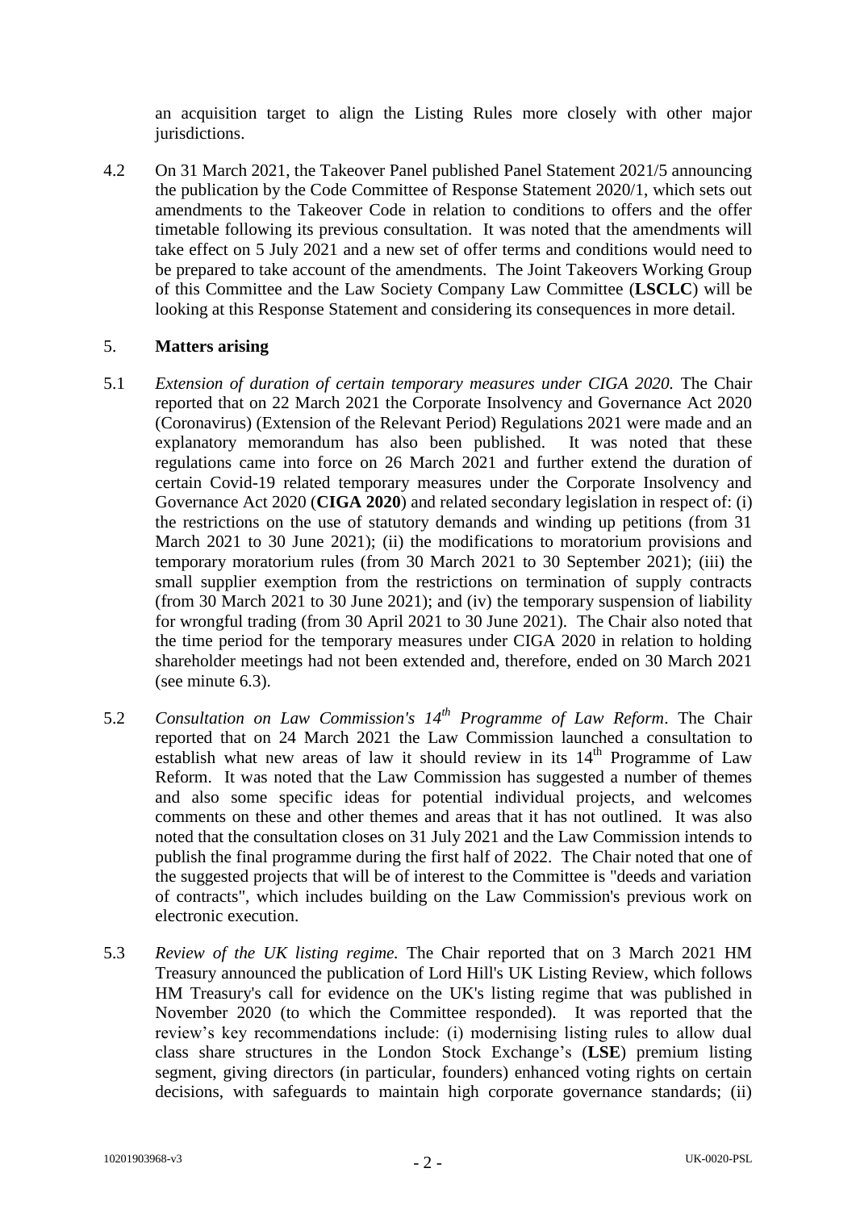an acquisition target to align the Listing Rules more closely with other major jurisdictions.

4.2 On 31 March 2021, the Takeover Panel published Panel Statement 2021/5 announcing the publication by the Code Committee of Response Statement 2020/1, which sets out amendments to the Takeover Code in relation to conditions to offers and the offer timetable following its previous consultation. It was noted that the amendments will take effect on 5 July 2021 and a new set of offer terms and conditions would need to be prepared to take account of the amendments. The Joint Takeovers Working Group of this Committee and the Law Society Company Law Committee (**LSCLC**) will be looking at this Response Statement and considering its consequences in more detail.

## 5. Matters arising

5.1 *Extension of duration of certain temporary measures under CIGA 2020.* The Chair reported that on 22 March 2021 the Corporate Insolvency and Governance Act 2020 (Coronavirus) (Extension of the Relevant Period) Regulations 2021 were made and an explanatory memorandum has also been published. It was noted that these regulations came into force on 26 March 2021 and further extend the duration of certain Covid-19 related temporary measures under the Corporate Insolvency and Governance Act 2020 (**CIGA 2020**) and related secondary legislation in respect of: (i) the restrictions on the use of statutory demands and winding up petitions (from 31 March 2021 to 30 June 2021); (ii) the modifications to moratorium provisions and temporary moratorium rules (from 30 March 2021 to 30 September 2021); (iii) the small supplier exemption from the restrictions on termination of supply contracts (from 30 March 2021 to 30 June 2021); and (iv) the temporary suspension of liability for wrongful trading (from 30 April 2021 to 30 June 2021). The Chair also noted that the time period for the temporary measures under CIGA 2020 in relation to holding shareholder meetings had not been extended and, therefore, ended on 30 March 2021 (see minute 6.3).

5.2 *Consultation on Law Commission's 14th Programme of Law Reform*. The Chair reported that on 24 March 2021 the Law Commission launched a consultation to establish what new areas of law it should review in its 14th Programme of Law Reform. It was noted that the Law Commission has suggested a number of themes and also some specific ideas for potential individual projects, and welcomes comments on these and other themes and areas that it has not outlined. It was also noted that the consultation closes on 31 July 2021 and the Law Commission intends to publish the final programme during the first half of 2022. The Chair noted that one of the suggested projects that will be of interest to the Committee is "deeds and variation of contracts", which includes building on the Law Commission's previous work on electronic execution.

5.3 *Review of the UK listing regime.* The Chair reported that on 3 March 2021 HM Treasury announced the publication of Lord Hill's UK Listing Review, which follows HM Treasury's call for evidence on the UK's listing regime that was published in November 2020 (to which the Committee responded). It was reported that the review's key recommendations include: (i) modernising listing rules to allow dual class share structures in the London Stock Exchange's (**LSE**) premium listing segment, giving directors (in particular, founders) enhanced voting rights on certain decisions, with safeguards to maintain high corporate governance standards; (ii)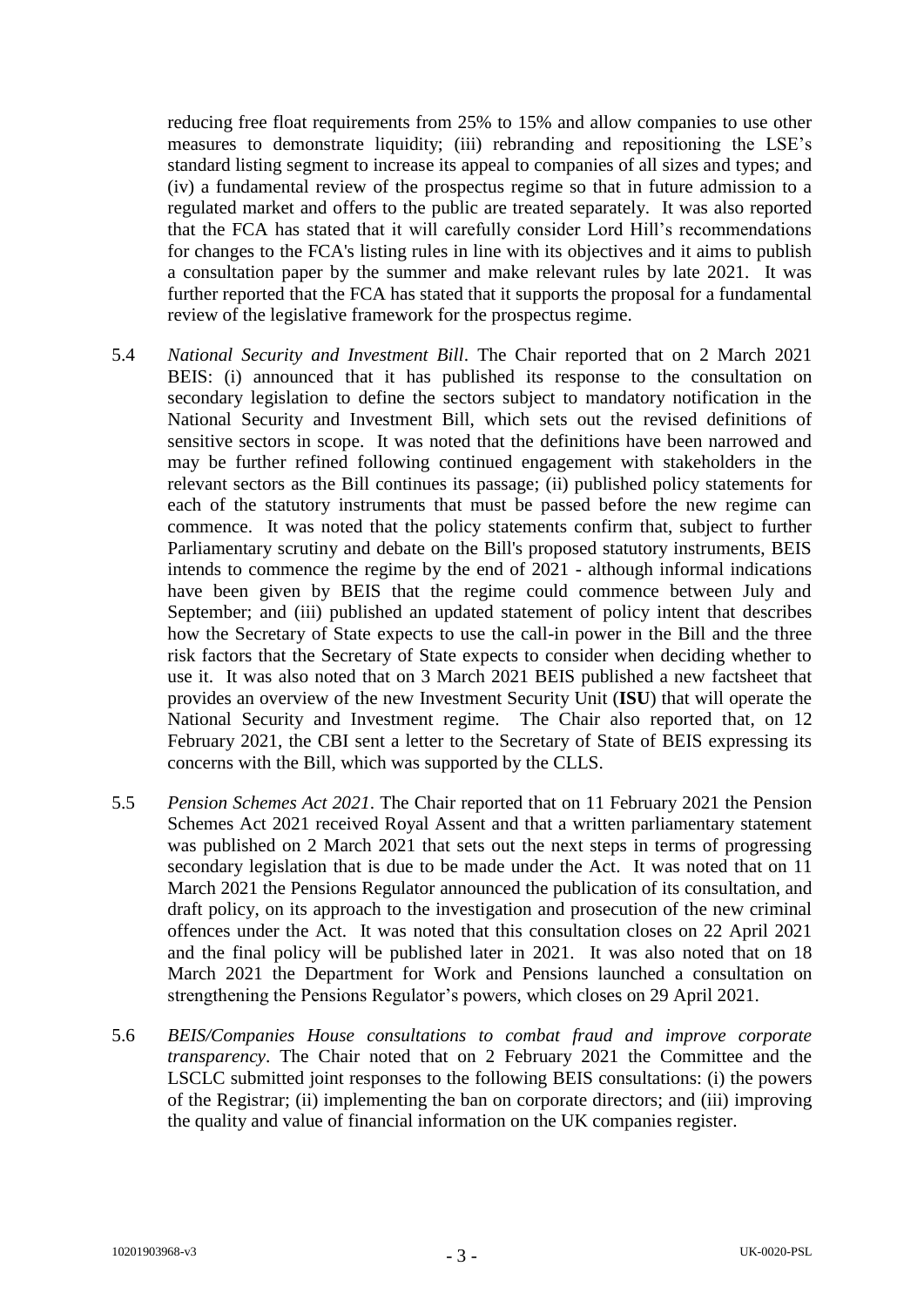reducing free float requirements from 25% to 15% and allow companies to use other measures to demonstrate liquidity; (iii) rebranding and repositioning the LSE's standard listing segment to increase its appeal to companies of all sizes and types; and (iv) a fundamental review of the prospectus regime so that in future admission to a regulated market and offers to the public are treated separately. It was also reported that the FCA has stated that it will carefully consider Lord Hill's recommendations for changes to the FCA's listing rules in line with its objectives and it aims to publish a consultation paper by the summer and make relevant rules by late 2021. It was further reported that the FCA has stated that it supports the proposal for a fundamental review of the legislative framework for the prospectus regime.

5.4 *National Security and Investment Bill*. The Chair reported that on 2 March 2021 BEIS: (i) announced that it has published its response to the consultation on secondary legislation to define the sectors subject to mandatory notification in the National Security and Investment Bill, which sets out the revised definitions of sensitive sectors in scope. It was noted that the definitions have been narrowed and may be further refined following continued engagement with stakeholders in the relevant sectors as the Bill continues its passage; (ii) published policy statements for each of the statutory instruments that must be passed before the new regime can commence. It was noted that the policy statements confirm that, subject to further Parliamentary scrutiny and debate on the Bill's proposed statutory instruments, BEIS intends to commence the regime by the end of 2021 - although informal indications have been given by BEIS that the regime could commence between July and September; and (iii) published an updated statement of policy intent that describes how the Secretary of State expects to use the call-in power in the Bill and the three risk factors that the Secretary of State expects to consider when deciding whether to use it. It was also noted that on 3 March 2021 BEIS published a new factsheet that provides an overview of the new Investment Security Unit (**ISU**) that will operate the National Security and Investment regime. The Chair also reported that, on 12 February 2021, the CBI sent a letter to the Secretary of State of BEIS expressing its concerns with the Bill, which was supported by the CLLS.

5.5 *Pension Schemes Act 2021*. The Chair reported that on 11 February 2021 the Pension Schemes Act 2021 received Royal Assent and that a written parliamentary statement was published on 2 March 2021 that sets out the next steps in terms of progressing secondary legislation that is due to be made under the Act. It was noted that on 11 March 2021 the Pensions Regulator announced the publication of its consultation, and draft policy, on its approach to the investigation and prosecution of the new criminal offences under the Act. It was noted that this consultation closes on 22 April 2021 and the final policy will be published later in 2021. It was also noted that on 18 March 2021 the Department for Work and Pensions launched a consultation on strengthening the Pensions Regulator's powers, which closes on 29 April 2021.

5.6 *BEIS/Companies House consultations to combat fraud and improve corporate transparency*. The Chair noted that on 2 February 2021 the Committee and the LSCLC submitted joint responses to the following BEIS consultations: (i) the powers of the Registrar; (ii) implementing the ban on corporate directors; and (iii) improving the quality and value of financial information on the UK companies register.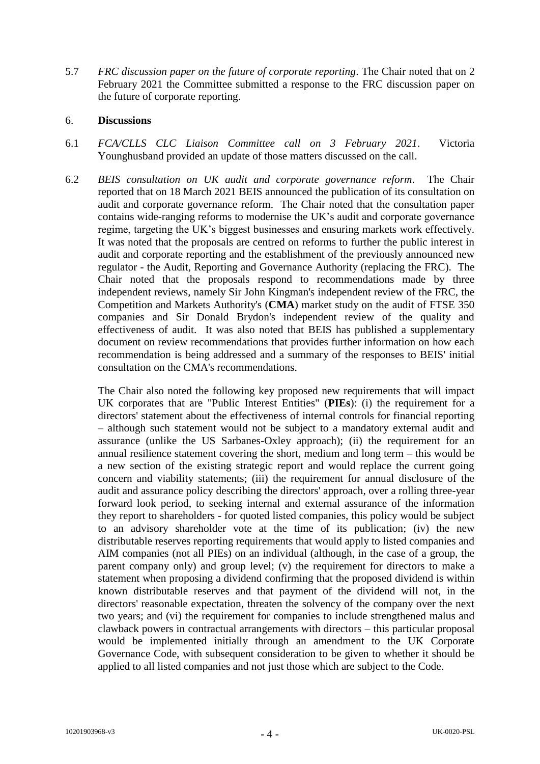5.7 *FRC discussion paper on the future of corporate reporting*. The Chair noted that on 2 February 2021 the Committee submitted a response to the FRC discussion paper on the future of corporate reporting.

## 6. **Discussions**

6.1 *FCA/CLLS CLC Liaison Committee call on 3 February 2021*. Victoria Younghusband provided an update of those matters discussed on the call.

6.2 *BEIS consultation on UK audit and corporate governance reform*. The Chair reported that on 18 March 2021 BEIS announced the publication of its consultation on audit and corporate governance reform. The Chair noted that the consultation paper contains wide-ranging reforms to modernise the UK's audit and corporate governance regime, targeting the UK's biggest businesses and ensuring markets work effectively. It was noted that the proposals are centred on reforms to further the public interest in audit and corporate reporting and the establishment of the previously announced new regulator - the Audit, Reporting and Governance Authority (replacing the FRC). The Chair noted that the proposals respond to recommendations made by three independent reviews, namely Sir John Kingman's independent review of the FRC, the Competition and Markets Authority's (**CMA**) market study on the audit of FTSE 350 companies and Sir Donald Brydon's independent review of the quality and effectiveness of audit. It was also noted that BEIS has published a supplementary document on review recommendations that provides further information on how each recommendation is being addressed and a summary of the responses to BEIS' initial consultation on the CMA's recommendations.

The Chair also noted the following key proposed new requirements that will impact UK corporates that are "Public Interest Entities" (**PIEs**): (i) the requirement for a directors' statement about the effectiveness of internal controls for financial reporting – although such statement would not be subject to a mandatory external audit and assurance (unlike the US Sarbanes-Oxley approach); (ii) the requirement for an annual resilience statement covering the short, medium and long term – this would be a new section of the existing strategic report and would replace the current going concern and viability statements; (iii) the requirement for annual disclosure of the audit and assurance policy describing the directors' approach, over a rolling three-year forward look period, to seeking internal and external assurance of the information they report to shareholders - for quoted listed companies, this policy would be subject to an advisory shareholder vote at the time of its publication; (iv) the new distributable reserves reporting requirements that would apply to listed companies and AIM companies (not all PIEs) on an individual (although, in the case of a group, the parent company only) and group level; (v) the requirement for directors to make a statement when proposing a dividend confirming that the proposed dividend is within known distributable reserves and that payment of the dividend will not, in the directors' reasonable expectation, threaten the solvency of the company over the next two years; and (vi) the requirement for companies to include strengthened malus and clawback powers in contractual arrangements with directors – this particular proposal would be implemented initially through an amendment to the UK Corporate Governance Code, with subsequent consideration to be given to whether it should be applied to all listed companies and not just those which are subject to the Code.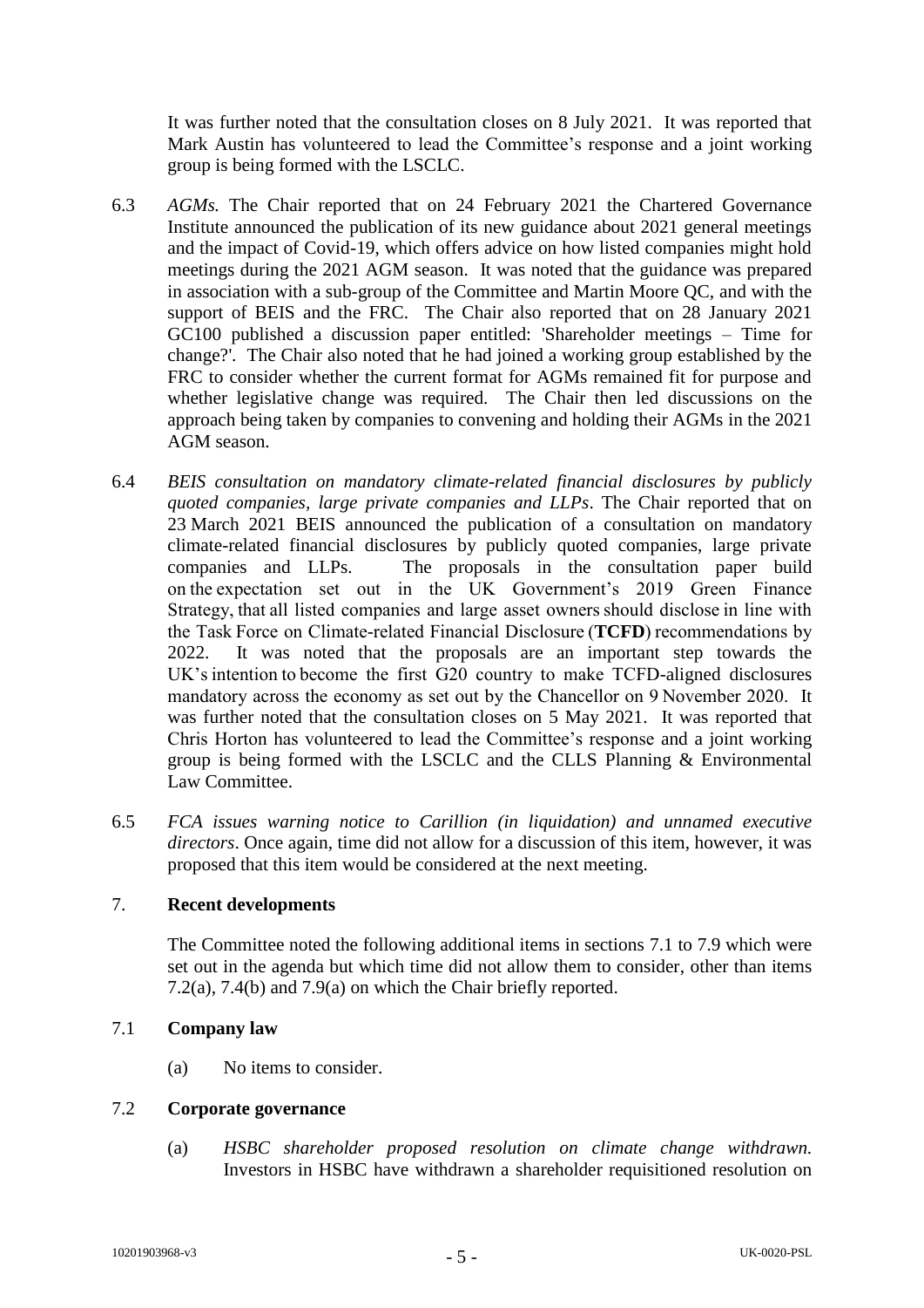It was further noted that the consultation closes on 8 July 2021. It was reported that Mark Austin has volunteered to lead the Committee's response and a joint working group is being formed with the LSCLC.

6.3 *AGMs.* The Chair reported that on 24 February 2021 the Chartered Governance Institute announced the publication of its new guidance about 2021 general meetings and the impact of Covid-19, which offers advice on how listed companies might hold meetings during the 2021 AGM season. It was noted that the guidance was prepared in association with a sub-group of the Committee and Martin Moore QC, and with the support of BEIS and the FRC. The Chair also reported that on 28 January 2021 GC100 published a discussion paper entitled: 'Shareholder meetings – Time for change?'. The Chair also noted that he had joined a working group established by the FRC to consider whether the current format for AGMs remained fit for purpose and whether legislative change was required. The Chair then led discussions on the approach being taken by companies to convening and holding their AGMs in the 2021 AGM season.

6.4 *BEIS consultation on mandatory climate-related financial disclosures by publicly quoted companies, large private companies and LLPs*. The Chair reported that on 23 March 2021 BEIS announced the publication of a consultation on mandatory climate-related financial disclosures by publicly quoted companies, large private companies and LLPs. The proposals in the consultation paper build on the expectation set out in the UK Government's 2019 Green Finance Strategy, that all listed companies and large asset owners should disclose in line with the Task Force on Climate-related Financial Disclosure (**TCFD**) recommendations by 2022. It was noted that the proposals are an important step towards the UK's intention to become the first G20 country to make TCFD-aligned disclosures mandatory across the economy as set out by the Chancellor on 9 November 2020. It was further noted that the consultation closes on 5 May 2021. It was reported that Chris Horton has volunteered to lead the Committee's response and a joint working group is being formed with the LSCLC and the CLLS Planning & Environmental Law Committee.

6.5 *FCA issues warning notice to Carillion (in liquidation) and unnamed executive directors*. Once again, time did not allow for a discussion of this item, however, it was proposed that this item would be considered at the next meeting.

## 7. Recent developments

The Committee noted the following additional items in sections 7.1 to 7.9 which were set out in the agenda but which time did not allow them to consider, other than items 7.2(a), 7.4(b) and 7.9(a) on which the Chair briefly reported.

### 7.1 Company law

(a) No items to consider.

### 7.2 Corporate governance

(a) *HSBC shareholder proposed resolution on climate change withdrawn.* Investors in HSBC have withdrawn a shareholder requisitioned resolution on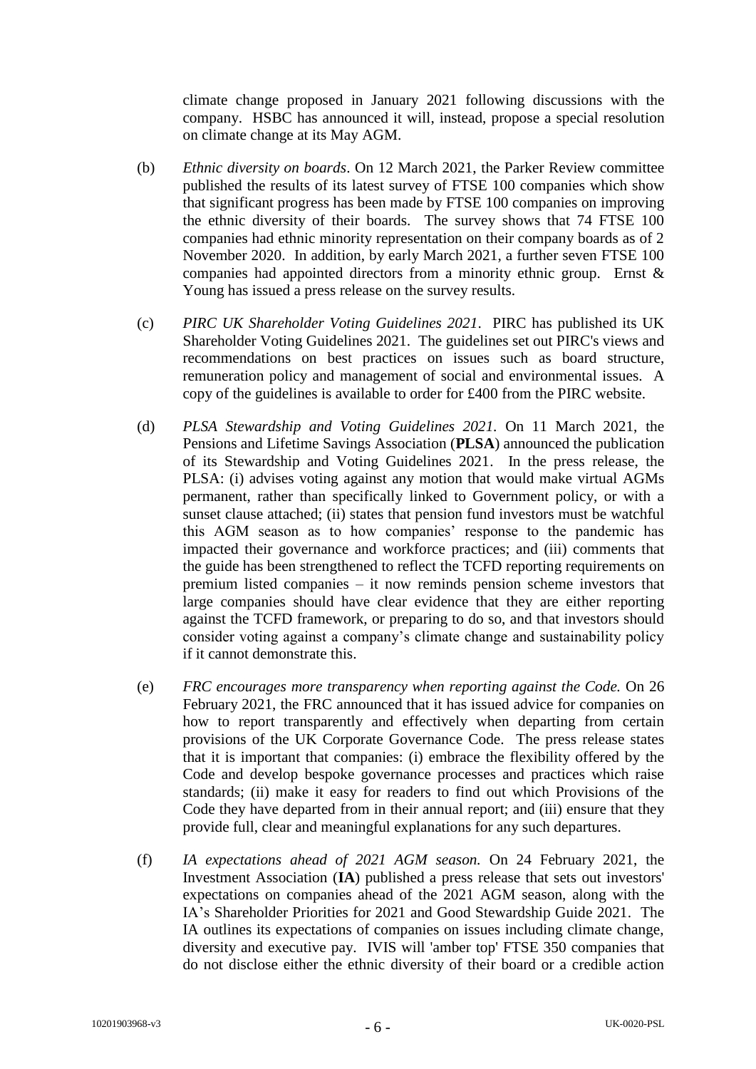climate change proposed in January 2021 following discussions with the company. HSBC has announced it will, instead, propose a special resolution on climate change at its May AGM.

(b) *Ethnic diversity on boards*. On 12 March 2021, the Parker Review committee published the results of its latest survey of FTSE 100 companies which show that significant progress has been made by FTSE 100 companies on improving the ethnic diversity of their boards. The survey shows that 74 FTSE 100 companies had ethnic minority representation on their company boards as of 2 November 2020. In addition, by early March 2021, a further seven FTSE 100 companies had appointed directors from a minority ethnic group. Ernst & Young has issued a press release on the survey results.

(c) *PIRC UK Shareholder Voting Guidelines 2021.* PIRC has published its UK Shareholder Voting Guidelines 2021. The guidelines set out PIRC's views and recommendations on best practices on issues such as board structure, remuneration policy and management of social and environmental issues. A copy of the guidelines is available to order for £400 from the PIRC website.

(d) *PLSA Stewardship and Voting Guidelines 2021.* On 11 March 2021, the Pensions and Lifetime Savings Association (**PLSA**) announced the publication of its Stewardship and Voting Guidelines 2021. In the press release, the PLSA: (i) advises voting against any motion that would make virtual AGMs permanent, rather than specifically linked to Government policy, or with a sunset clause attached; (ii) states that pension fund investors must be watchful this AGM season as to how companies' response to the pandemic has impacted their governance and workforce practices; and (iii) comments that the guide has been strengthened to reflect the TCFD reporting requirements on premium listed companies – it now reminds pension scheme investors that large companies should have clear evidence that they are either reporting against the TCFD framework, or preparing to do so, and that investors should consider voting against a company's climate change and sustainability policy if it cannot demonstrate this.

(e) *FRC encourages more transparency when reporting against the Code.* On 26 February 2021, the FRC announced that it has issued advice for companies on how to report transparently and effectively when departing from certain provisions of the UK Corporate Governance Code. The press release states that it is important that companies: (i) embrace the flexibility offered by the Code and develop bespoke governance processes and practices which raise standards; (ii) make it easy for readers to find out which Provisions of the Code they have departed from in their annual report; and (iii) ensure that they provide full, clear and meaningful explanations for any such departures.

(f) *IA expectations ahead of 2021 AGM season.* On 24 February 2021, the Investment Association (**IA**) published a press release that sets out investors' expectations on companies ahead of the 2021 AGM season, along with the IA's Shareholder Priorities for 2021 and Good Stewardship Guide 2021. The IA outlines its expectations of companies on issues including climate change, diversity and executive pay. IVIS will 'amber top' FTSE 350 companies that do not disclose either the ethnic diversity of their board or a credible action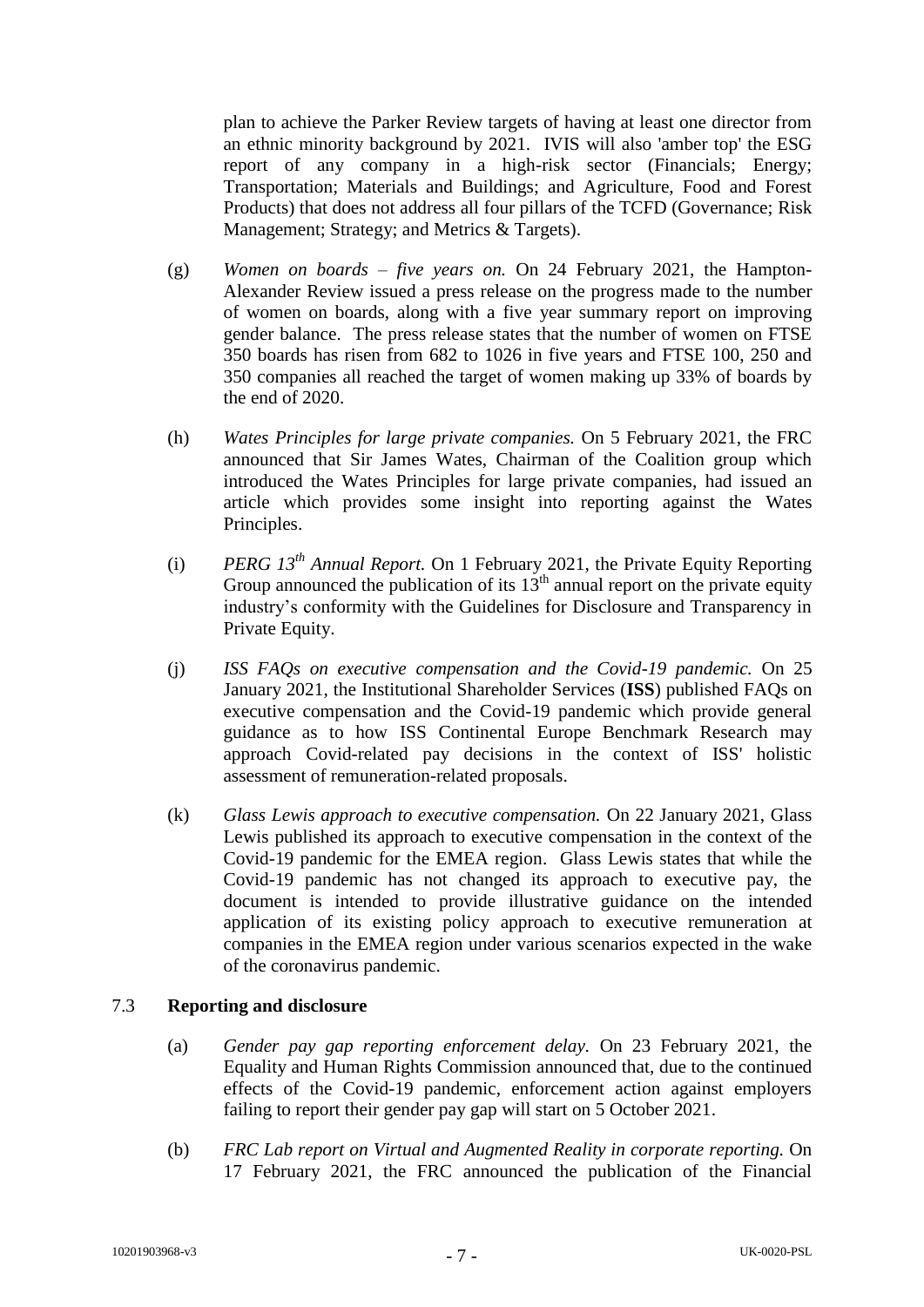plan to achieve the Parker Review targets of having at least one director from an ethnic minority background by 2021. IVIS will also 'amber top' the ESG report of any company in a high-risk sector (Financials; Energy; Transportation; Materials and Buildings; and Agriculture, Food and Forest Products) that does not address all four pillars of the TCFD (Governance; Risk Management; Strategy; and Metrics & Targets).

(g) *Women on boards – five years on.* On 24 February 2021, the Hampton-Alexander Review issued a press release on the progress made to the number of women on boards, along with a five year summary report on improving gender balance. The press release states that the number of women on FTSE 350 boards has risen from 682 to 1026 in five years and FTSE 100, 250 and 350 companies all reached the target of women making up 33% of boards by the end of 2020.

(h) *Wates Principles for large private companies.* On 5 February 2021, the FRC announced that Sir James Wates, Chairman of the Coalition group which introduced the Wates Principles for large private companies, had issued an article which provides some insight into reporting against the Wates Principles.

(i) *PERG 13th Annual Report.* On 1 February 2021, the Private Equity Reporting Group announced the publication of its 13th annual report on the private equity industry's conformity with the Guidelines for Disclosure and Transparency in Private Equity.

(j) *ISS FAQs on executive compensation and the Covid-19 pandemic.* On 25 January 2021, the Institutional Shareholder Services (**ISS**) published FAQs on executive compensation and the Covid-19 pandemic which provide general guidance as to how ISS Continental Europe Benchmark Research may approach Covid-related pay decisions in the context of ISS' holistic assessment of remuneration-related proposals.

(k) *Glass Lewis approach to executive compensation.* On 22 January 2021, Glass Lewis published its approach to executive compensation in the context of the Covid-19 pandemic for the EMEA region. Glass Lewis states that while the Covid-19 pandemic has not changed its approach to executive pay, the document is intended to provide illustrative guidance on the intended application of its existing policy approach to executive remuneration at companies in the EMEA region under various scenarios expected in the wake of the coronavirus pandemic.

## 7.3 Reporting and disclosure

(a) *Gender pay gap reporting enforcement delay.* On 23 February 2021, the Equality and Human Rights Commission announced that, due to the continued effects of the Covid-19 pandemic, enforcement action against employers failing to report their gender pay gap will start on 5 October 2021.

(b) *FRC Lab report on Virtual and Augmented Reality in corporate reporting.* On 17 February 2021, the FRC announced the publication of the Financial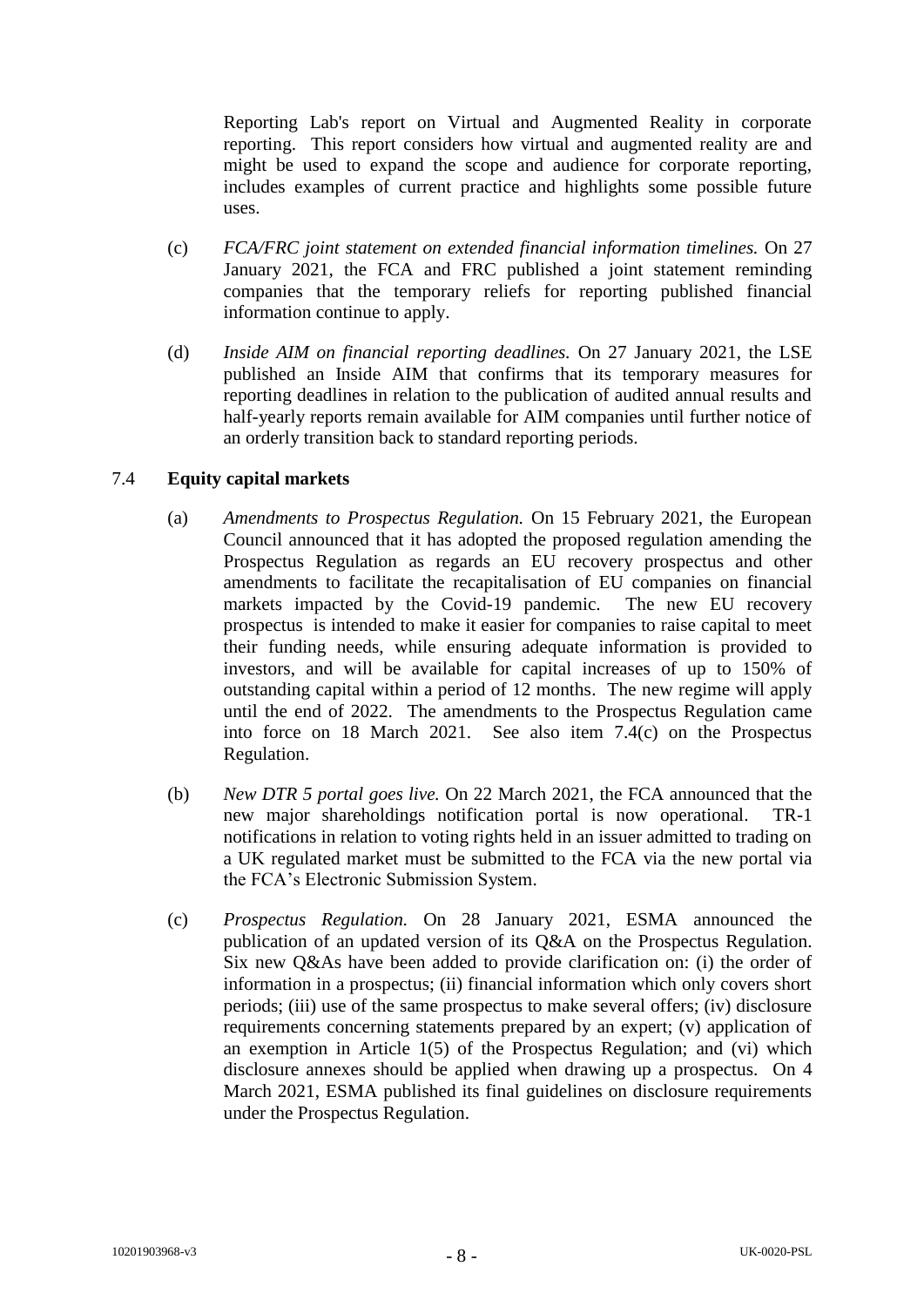Reporting Lab's report on Virtual and Augmented Reality in corporate reporting. This report considers how virtual and augmented reality are and might be used to expand the scope and audience for corporate reporting, includes examples of current practice and highlights some possible future uses.

(c) *FCA/FRC joint statement on extended financial information timelines.* On 27 January 2021, the FCA and FRC published a joint statement reminding companies that the temporary reliefs for reporting published financial information continue to apply.

(d) *Inside AIM on financial reporting deadlines.* On 27 January 2021, the LSE published an Inside AIM that confirms that its temporary measures for reporting deadlines in relation to the publication of audited annual results and half-yearly reports remain available for AIM companies until further notice of an orderly transition back to standard reporting periods.

## 7.4 **Equity capital markets**

(a) *Amendments to Prospectus Regulation.* On 15 February 2021, the European Council announced that it has adopted the proposed regulation amending the Prospectus Regulation as regards an EU recovery prospectus and other amendments to facilitate the recapitalisation of EU companies on financial markets impacted by the Covid-19 pandemic. The new EU recovery prospectus is intended to make it easier for companies to raise capital to meet their funding needs, while ensuring adequate information is provided to investors, and will be available for capital increases of up to 150% of outstanding capital within a period of 12 months. The new regime will apply until the end of 2022. The amendments to the Prospectus Regulation came into force on 18 March 2021. See also item 7.4(c) on the Prospectus Regulation.

(b) *New DTR 5 portal goes live.* On 22 March 2021, the FCA announced that the new major shareholdings notification portal is now operational. TR-1 notifications in relation to voting rights held in an issuer admitted to trading on a UK regulated market must be submitted to the FCA via the new portal via the FCA's Electronic Submission System.

(c) *Prospectus Regulation.* On 28 January 2021, ESMA announced the publication of an updated version of its Q&A on the Prospectus Regulation. Six new Q&As have been added to provide clarification on: (i) the order of information in a prospectus; (ii) financial information which only covers short periods; (iii) use of the same prospectus to make several offers; (iv) disclosure requirements concerning statements prepared by an expert; (v) application of an exemption in Article 1(5) of the Prospectus Regulation; and (vi) which disclosure annexes should be applied when drawing up a prospectus. On 4 March 2021, ESMA published its final guidelines on disclosure requirements under the Prospectus Regulation.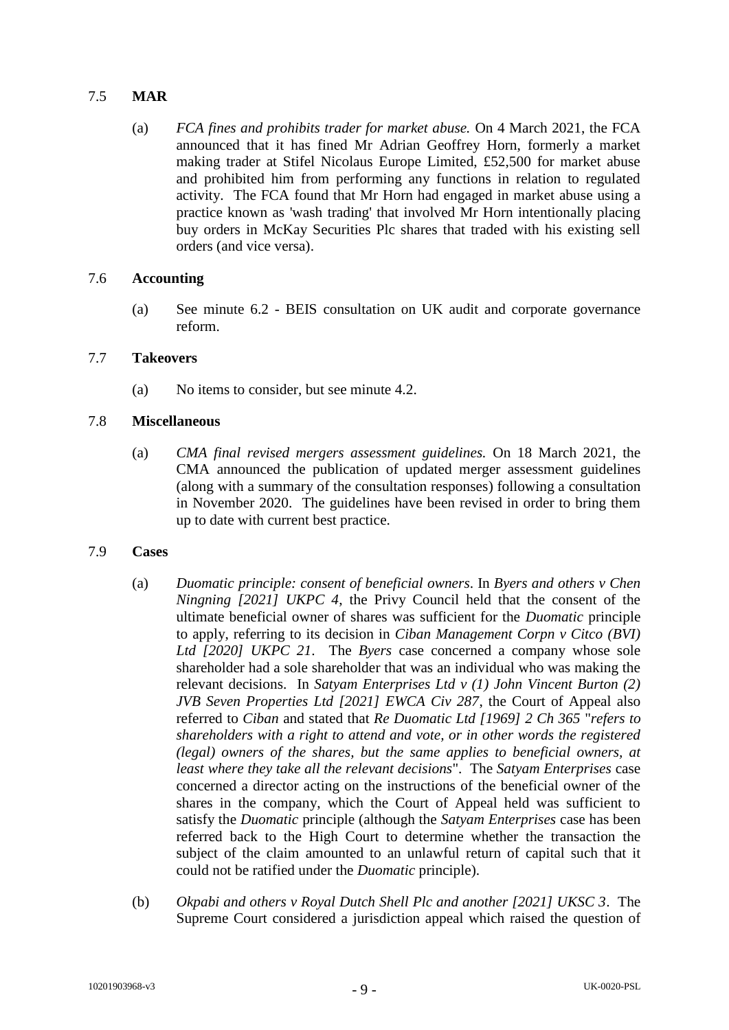7.5 **MAR**

(a) *FCA fines and prohibits trader for market abuse.* On 4 March 2021, the FCA announced that it has fined Mr Adrian Geoffrey Horn, formerly a market making trader at Stifel Nicolaus Europe Limited, £52,500 for market abuse and prohibited him from performing any functions in relation to regulated activity. The FCA found that Mr Horn had engaged in market abuse using a practice known as 'wash trading' that involved Mr Horn intentionally placing buy orders in McKay Securities Plc shares that traded with his existing sell orders (and vice versa).

7.6 **Accounting**

(a) See minute 6.2 - BEIS consultation on UK audit and corporate governance reform.

7.7 **Takeovers**

(a) No items to consider, but see minute 4.2.

7.8 **Miscellaneous**

(a) *CMA final revised mergers assessment guidelines.* On 18 March 2021, the CMA announced the publication of updated merger assessment guidelines (along with a summary of the consultation responses) following a consultation in November 2020. The guidelines have been revised in order to bring them up to date with current best practice.

7.9 **Cases**

(a) *Duomatic principle: consent of beneficial owners*. In *Byers and others v Chen Ningning [2021] UKPC 4*, the Privy Council held that the consent of the ultimate beneficial owner of shares was sufficient for the *Duomatic* principle to apply, referring to its decision in *Ciban Management Corpn v Citco (BVI) Ltd [2020] UKPC 21*. The *Byers* case concerned a company whose sole shareholder had a sole shareholder that was an individual who was making the relevant decisions. In *Satyam Enterprises Ltd v (1) John Vincent Burton (2) JVB Seven Properties Ltd [2021] EWCA Civ 287*, the Court of Appeal also referred to *Ciban* and stated that *Re Duomatic Ltd [1969] 2 Ch 365* "*refers to shareholders with a right to attend and vote, or in other words the registered (legal) owners of the shares, but the same applies to beneficial owners, at least where they take all the relevant decisions*". The *Satyam Enterprises* case concerned a director acting on the instructions of the beneficial owner of the shares in the company, which the Court of Appeal held was sufficient to satisfy the *Duomatic* principle (although the *Satyam Enterprises* case has been referred back to the High Court to determine whether the transaction the subject of the claim amounted to an unlawful return of capital such that it could not be ratified under the *Duomatic* principle).

(b) *Okpabi and others v Royal Dutch Shell Plc and another [2021] UKSC 3*. The Supreme Court considered a jurisdiction appeal which raised the question of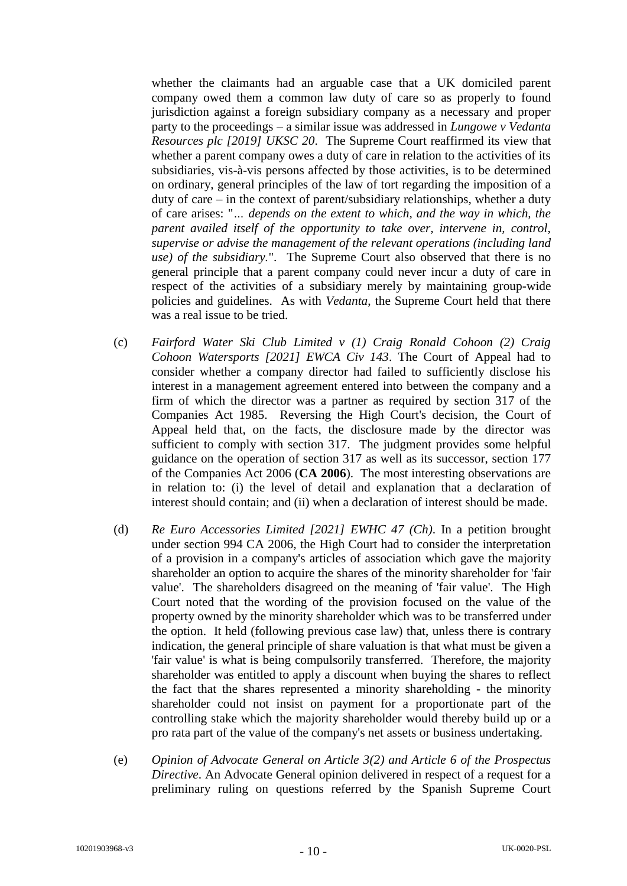whether the claimants had an arguable case that a UK domiciled parent company owed them a common law duty of care so as properly to found jurisdiction against a foreign subsidiary company as a necessary and proper party to the proceedings – a similar issue was addressed in *Lungowe v Vedanta Resources plc [2019] UKSC 20*. The Supreme Court reaffirmed its view that whether a parent company owes a duty of care in relation to the activities of its subsidiaries, vis-à-vis persons affected by those activities, is to be determined on ordinary, general principles of the law of tort regarding the imposition of a duty of care – in the context of parent/subsidiary relationships, whether a duty of care arises: "*... depends on the extent to which, and the way in which, the parent availed itself of the opportunity to take over, intervene in, control, supervise or advise the management of the relevant operations (including land use) of the subsidiary.*". The Supreme Court also observed that there is no general principle that a parent company could never incur a duty of care in respect of the activities of a subsidiary merely by maintaining group-wide policies and guidelines. As with *Vedanta*, the Supreme Court held that there was a real issue to be tried.

(c) *Fairford Water Ski Club Limited v (1) Craig Ronald Cohoon (2) Craig Cohoon Watersports [2021] EWCA Civ 143*. The Court of Appeal had to consider whether a company director had failed to sufficiently disclose his interest in a management agreement entered into between the company and a firm of which the director was a partner as required by section 317 of the Companies Act 1985. Reversing the High Court's decision, the Court of Appeal held that, on the facts, the disclosure made by the director was sufficient to comply with section 317. The judgment provides some helpful guidance on the operation of section 317 as well as its successor, section 177 of the Companies Act 2006 (**CA 2006**). The most interesting observations are in relation to: (i) the level of detail and explanation that a declaration of interest should contain; and (ii) when a declaration of interest should be made.

(d) *Re Euro Accessories Limited [2021] EWHC 47 (Ch)*. In a petition brought under section 994 CA 2006, the High Court had to consider the interpretation of a provision in a company's articles of association which gave the majority shareholder an option to acquire the shares of the minority shareholder for 'fair value'. The shareholders disagreed on the meaning of 'fair value'. The High Court noted that the wording of the provision focused on the value of the property owned by the minority shareholder which was to be transferred under the option. It held (following previous case law) that, unless there is contrary indication, the general principle of share valuation is that what must be given a 'fair value' is what is being compulsorily transferred. Therefore, the majority shareholder was entitled to apply a discount when buying the shares to reflect the fact that the shares represented a minority shareholding - the minority shareholder could not insist on payment for a proportionate part of the controlling stake which the majority shareholder would thereby build up or a pro rata part of the value of the company's net assets or business undertaking.

(e) *Opinion of Advocate General on Article 3(2) and Article 6 of the Prospectus Directive*. An Advocate General opinion delivered in respect of a request for a preliminary ruling on questions referred by the Spanish Supreme Court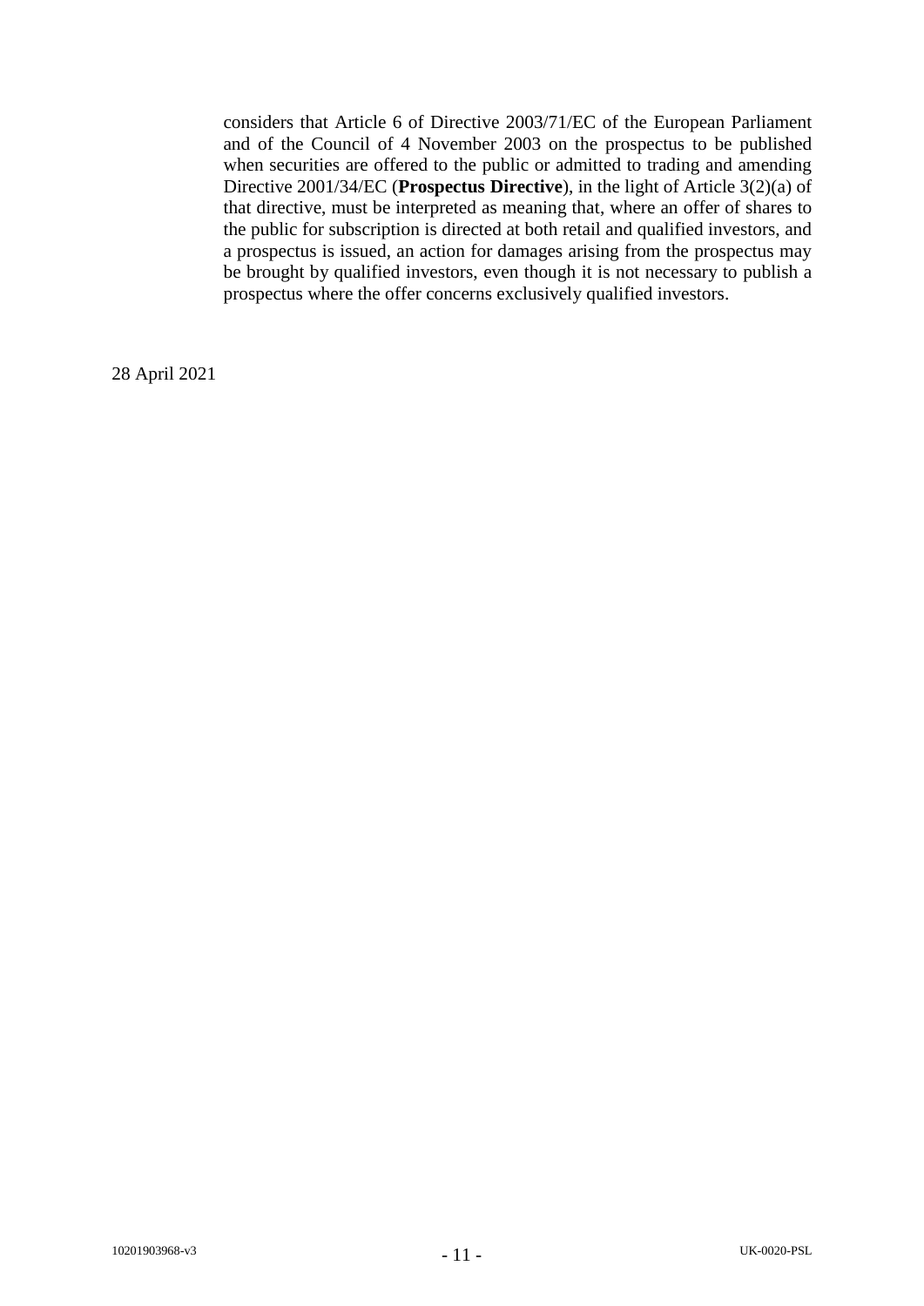considers that Article 6 of Directive 2003/71/EC of the European Parliament and of the Council of 4 November 2003 on the prospectus to be published when securities are offered to the public or admitted to trading and amending Directive 2001/34/EC (**Prospectus Directive**), in the light of Article 3(2)(a) of that directive, must be interpreted as meaning that, where an offer of shares to the public for subscription is directed at both retail and qualified investors, and a prospectus is issued, an action for damages arising from the prospectus may be brought by qualified investors, even though it is not necessary to publish a prospectus where the offer concerns exclusively qualified investors.

28 April 2021